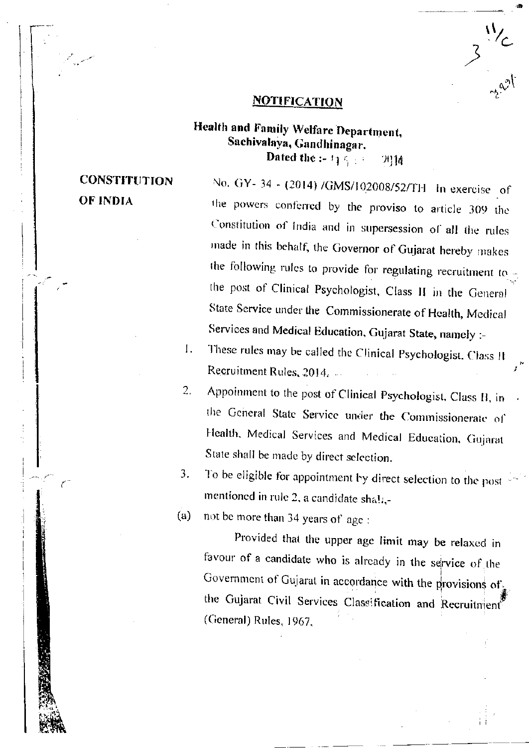# NOTIFICATION

**Health and Family Welfare Department,**
**Sachivalaya, Gandhinagar.**
**Dated the :- 1 2014**

**CONSTITUTION OF INDIA**

No. GY- 34 - (2014) /GMS/102008/52/TH In exercise of the powers conferred by the proviso to article 309 the Constitution of India and in supersession of all the rules made in this behalf, the Governor of Gujarat hereby makes the following rules to provide for regulating recruitment to the post of Clinical Psychologist, Class II in the General State Service under the Commissionerate of Health, Medical Services and Medical Education, Gujarat State, namely :-

1. These rules may be called the Clinical Psychologist, Class II Recruitment Rules, 2014.
2. Appoinment to the post of Clinical Psychologist, Class II, in the General State Service under the Commissionerate of Health, Medical Services and Medical Education, Gujarat State shall be made by direct selection.
3. To be eligible for appointment by direct selection to the post mentioned in rule 2, a candidate shall,-

(a) not be more than 34 years of age :

Provided that the upper age limit may be relaxed in favour of a candidate who is already in the service of the Government of Gujarat in accordance with the provisions of the Gujarat Civil Services Classification and Recruitment (General) Rules, 1967,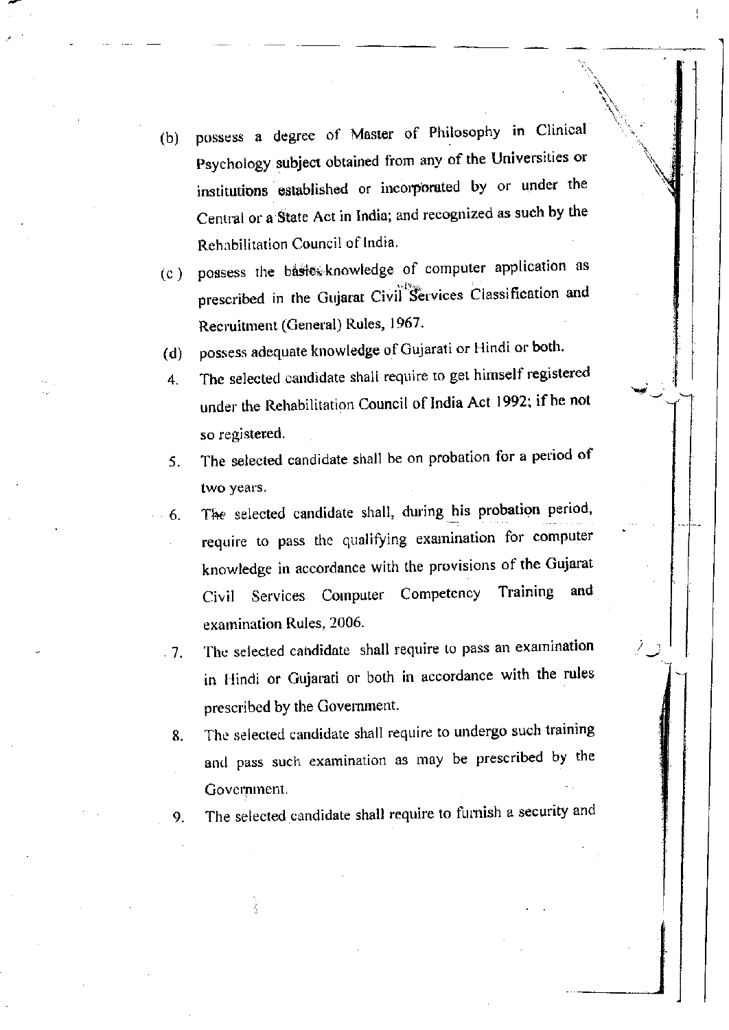(b) possess a degree of Master of Philosophy in Clinical Psychology subject obtained from any of the Universities or institutions established or incorporated by or under the Central or a State Act in India; and recognized as such by the Rehabilitation Council of India.

(c) possess the basic knowledge of computer application as prescribed in the Gujarat Civil Services Classification and Recruitment (General) Rules, 1967.

(d) possess adequate knowledge of Gujarati or Hindi or both.

4. The selected candidate shall require to get himself registered under the Rehabilitation Council of India Act 1992; if he not so registered.

5. The selected candidate shall be on probation for a period of two years.

6. The selected candidate shall, during his probation period, require to pass the qualifying examination for computer knowledge in accordance with the provisions of the Gujarat Civil Services Computer Competency Training and examination Rules, 2006.

7. The selected candidate shall require to pass an examination in Hindi or Gujarati or both in accordance with the rules prescribed by the Government.

8. The selected candidate shall require to undergo such training and pass such examination as may be prescribed by the Government.

9. The selected candidate shall require to furnish a security and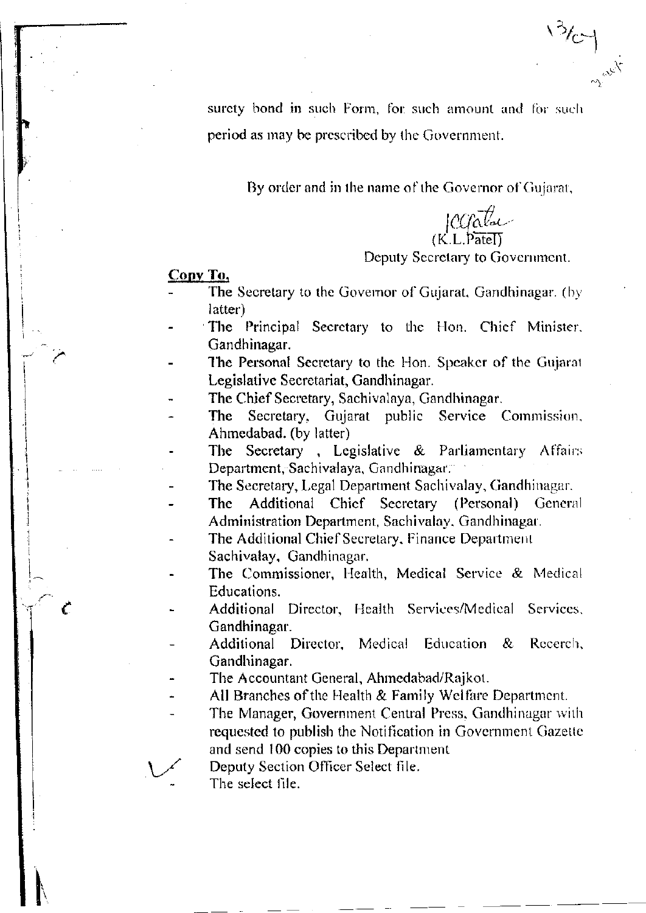surety bond in such Form, for such amount and for such period as may be prescribed by the Government.

By order and in the name of the Governor of Gujarat,

(K.L.Patel)
Deputy Secretary to Government.

**Copy To,**

- The Secretary to the Governor of Gujarat, Gandhinagar. (by latter)
- The Principal Secretary to the Hon. Chief Minister, Gandhinagar.
- The Personal Secretary to the Hon. Speaker of the Gujarat Legislative Secretariat, Gandhinagar.
- The Chief Secretary, Sachivalaya, Gandhinagar.
- The Secretary, Gujarat public Service Commission, Ahmedabad. (by latter)
- The Secretary , Legislative & Parliamentary Affairs Department, Sachivalaya, Gandhinagar.
- The Secretary, Legal Department Sachivalay, Gandhinagar.
- The Additional Chief Secretary (Personal) General Administration Department, Sachivalay, Gandhinagar.
- The Additional Chief Secretary, Finance Department Sachivalay, Gandhinagar.
- The Commissioner, Health, Medical Service & Medical Educations.
- Additional Director, Health Services/Medical Services, Gandhinagar.
- Additional Director, Medical Education & Recerch, Gandhinagar.
- The Accountant General, Ahmedabad/Rajkot.
- All Branches of the Health & Family Welfare Department.
- The Manager, Government Central Press, Gandhinagar with requested to publish the Notification in Government Gazette and send 100 copies to this Department
- Deputy Section Officer Select file.
- The select file.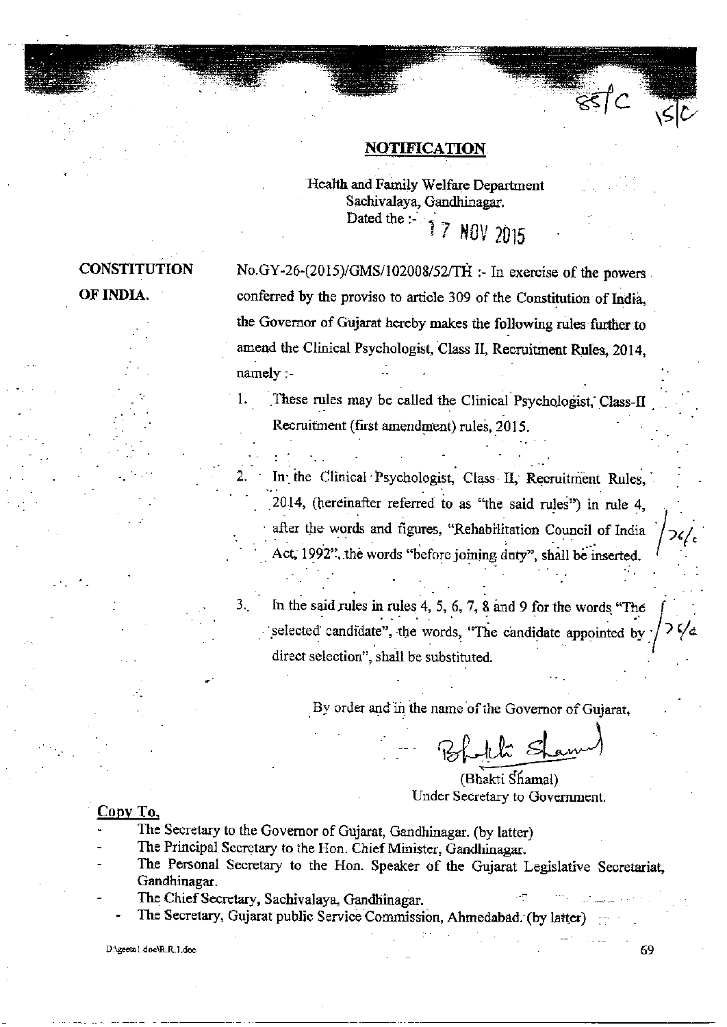## NOTIFICATION

Health and Family Welfare Department
Sachivalaya, Gandhinagar.
Dated the :- 17 NOV 2015

**CONSTITUTION OF INDIA.**

No.GY-26-(2015)/GMS/102008/52/TH :- In exercise of the powers conferred by the proviso to article 309 of the Constitution of India, the Governor of Gujarat hereby makes the following rules further to amend the Clinical Psychologist, Class II, Recruitment Rules, 2014, namely :-

1. These rules may be called the Clinical Psychologist, Class-II Recruitment (first amendment) rules, 2015.

2. In the Clinical Psychologist, Class II, Recruitment Rules, 2014, (hereinafter referred to as "the said rules") in rule 4, after the words and figures, "Rehabilitation Council of India Act, 1992", the words "before joining duty", shall be inserted.

3. In the said rules in rules 4, 5, 6, 7, 8 and 9 for the words "The selected candidate", the words, "The candidate appointed by direct selection", shall be substituted.

By order and in the name of the Governor of Gujarat,

(Bhakti Shamal)
Under Secretary to Government.

**Copy To,**

- The Secretary to the Governor of Gujarat, Gandhinagar. (by latter)
- The Principal Secretary to the Hon. Chief Minister, Gandhinagar.
- The Personal Secretary to the Hon. Speaker of the Gujarat Legislative Secretariat, Gandhinagar.
- The Chief Secretary, Sachivalaya, Gandhinagar.
- The Secretary, Gujarat public Service Commission, Ahmedabad. (by latter)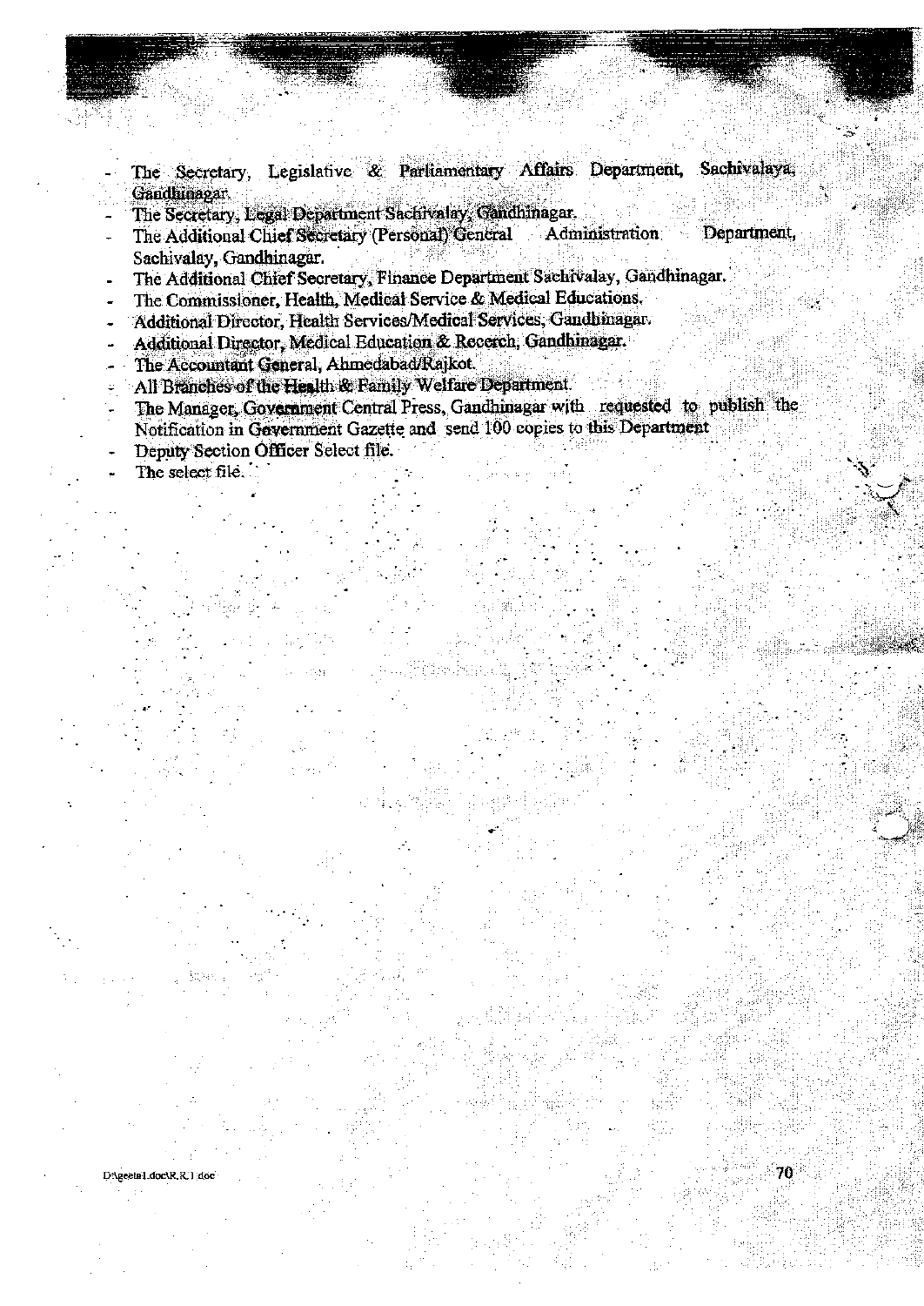- The Secretary, Legislative & Parliamentary Affairs Department, Sachivalaya, Gandhinagar.
- The Secretary, Legal Department Sachivalay, Gandhinagar.
- The Additional Chief Secretary (Personal) General Administration Department, Sachivalay, Gandhinagar.
- The Additional Chief Secretary, Finance Department Sachivalay, Gandhinagar.
- The Commissioner, Health, Medical Service & Medical Educations.
- Additional Director, Health Services/Medical Services, Gandhinagar.
- Additional Director, Medical Education & Recerch, Gandhinagar.
- The Accountant General, Ahmedabad/Rajkot.
- All Branches of the Health & Family Welfare Department.
- The Manager, Government Central Press, Gandhinagar with requested to publish the Notification in Government Gazette and send 100 copies to this Department
- Deputy Section Officer Select file.
- The select file.

D:\geeta1.doc\R.R.1.doc